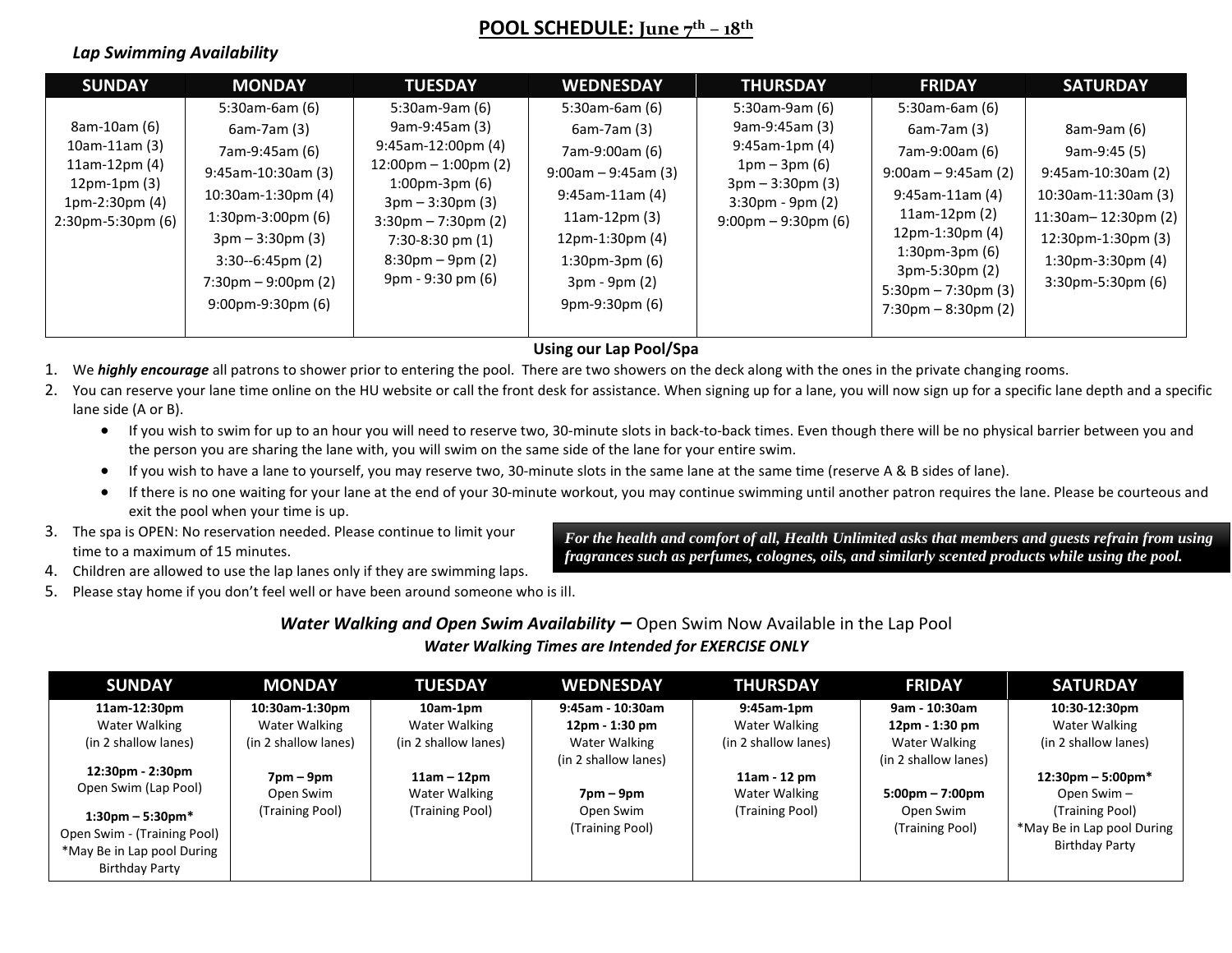## POOL SCHEDULE: June 7th – 18th

***Lap Swimming Availability***

| SUNDAY | MONDAY | TUESDAY | WEDNESDAY | THURSDAY | FRIDAY | SATURDAY |
|---|---|---|---|---|---|---|
| 8am-10am (6)<br>10am-11am (3)<br>11am-12pm (4)<br>12pm-1pm (3)<br>1pm-2:30pm (4)<br>2:30pm-5:30pm (6) | 5:30am-6am (6)<br>6am-7am (3)<br>7am-9:45am (6)<br>9:45am-10:30am (3)<br>10:30am-1:30pm (4)<br>1:30pm-3:00pm (6)<br>3pm – 3:30pm (3)<br>3:30--6:45pm (2)<br>7:30pm – 9:00pm (2)<br>9:00pm-9:30pm (6) | 5:30am-9am (6)<br>9am-9:45am (3)<br>9:45am-12:00pm (4)<br>12:00pm – 1:00pm (2)<br>1:00pm-3pm (6)<br>3pm – 3:30pm (3)<br>3:30pm – 7:30pm (2)<br>7:30-8:30 pm (1)<br>8:30pm – 9pm (2)<br>9pm - 9:30 pm (6) | 5:30am-6am (6)<br>6am-7am (3)<br>7am-9:00am (6)<br>9:00am – 9:45am (3)<br>9:45am-11am (4)<br>11am-12pm (3)<br>12pm-1:30pm (4)<br>1:30pm-3pm (6)<br>3pm - 9pm (2)<br>9pm-9:30pm (6) | 5:30am-9am (6)<br>9am-9:45am (3)<br>9:45am-1pm (4)<br>1pm – 3pm (6)<br>3pm – 3:30pm (3)<br>3:30pm - 9pm (2)<br>9:00pm – 9:30pm (6) | 5:30am-6am (6)<br>6am-7am (3)<br>7am-9:00am (6)<br>9:00am – 9:45am (2)<br>9:45am-11am (4)<br>11am-12pm (2)<br>12pm-1:30pm (4)<br>1:30pm-3pm (6)<br>3pm-5:30pm (2)<br>5:30pm – 7:30pm (3)<br>7:30pm – 8:30pm (2) | 8am-9am (6)<br>9am-9:45 (5)<br>9:45am-10:30am (2)<br>10:30am-11:30am (3)<br>11:30am– 12:30pm (2)<br>12:30pm-1:30pm (3)<br>1:30pm-3:30pm (4)<br>3:30pm-5:30pm (6) |

### Using our Lap Pool/Spa

1. We ***highly encourage*** all patrons to shower prior to entering the pool. There are two showers on the deck along with the ones in the private changing rooms.
2. You can reserve your lane time online on the HU website or call the front desk for assistance. When signing up for a lane, you will now sign up for a specific lane depth and a specific lane side (A or B).
   - If you wish to swim for up to an hour you will need to reserve two, 30-minute slots in back-to-back times. Even though there will be no physical barrier between you and the person you are sharing the lane with, you will swim on the same side of the lane for your entire swim.
   - If you wish to have a lane to yourself, you may reserve two, 30-minute slots in the same lane at the same time (reserve A & B sides of lane).
   - If there is no one waiting for your lane at the end of your 30-minute workout, you may continue swimming until another patron requires the lane. Please be courteous and exit the pool when your time is up.
3. The spa is OPEN: No reservation needed. Please continue to limit your time to a maximum of 15 minutes.
4. Children are allowed to use the lap lanes only if they are swimming laps.
5. Please stay home if you don't feel well or have been around someone who is ill.

***For the health and comfort of all, Health Unlimited asks that members and guests refrain from using fragrances such as perfumes, colognes, oils, and similarly scented products while using the pool.***

### *Water Walking and Open Swim Availability –* Open Swim Now Available in the Lap Pool

***Water Walking Times are Intended for EXERCISE ONLY***

| SUNDAY | MONDAY | TUESDAY | WEDNESDAY | THURSDAY | FRIDAY | SATURDAY |
|---|---|---|---|---|---|---|
| **11am-12:30pm**<br>Water Walking<br>(in 2 shallow lanes)<br>**12:30pm - 2:30pm**<br>Open Swim (Lap Pool)<br>**1:30pm – 5:30pm***<br>Open Swim - (Training Pool)<br>*May Be in Lap pool During Birthday Party | **10:30am-1:30pm**<br>Water Walking<br>(in 2 shallow lanes)<br>**7pm – 9pm**<br>Open Swim<br>(Training Pool) | **10am-1pm**<br>Water Walking<br>(in 2 shallow lanes)<br>**11am – 12pm**<br>Water Walking<br>(Training Pool) | **9:45am - 10:30am**<br>**12pm - 1:30 pm**<br>Water Walking<br>(in 2 shallow lanes)<br>**7pm – 9pm**<br>Open Swim<br>(Training Pool) | **9:45am-1pm**<br>Water Walking<br>(in 2 shallow lanes)<br>**11am - 12 pm**<br>Water Walking<br>(Training Pool) | **9am - 10:30am**<br>**12pm - 1:30 pm**<br>Water Walking<br>(in 2 shallow lanes)<br>**5:00pm – 7:00pm**<br>Open Swim<br>(Training Pool) | **10:30-12:30pm**<br>Water Walking<br>(in 2 shallow lanes)<br>**12:30pm – 5:00pm***<br>Open Swim –<br>(Training Pool)<br>*May Be in Lap pool During Birthday Party |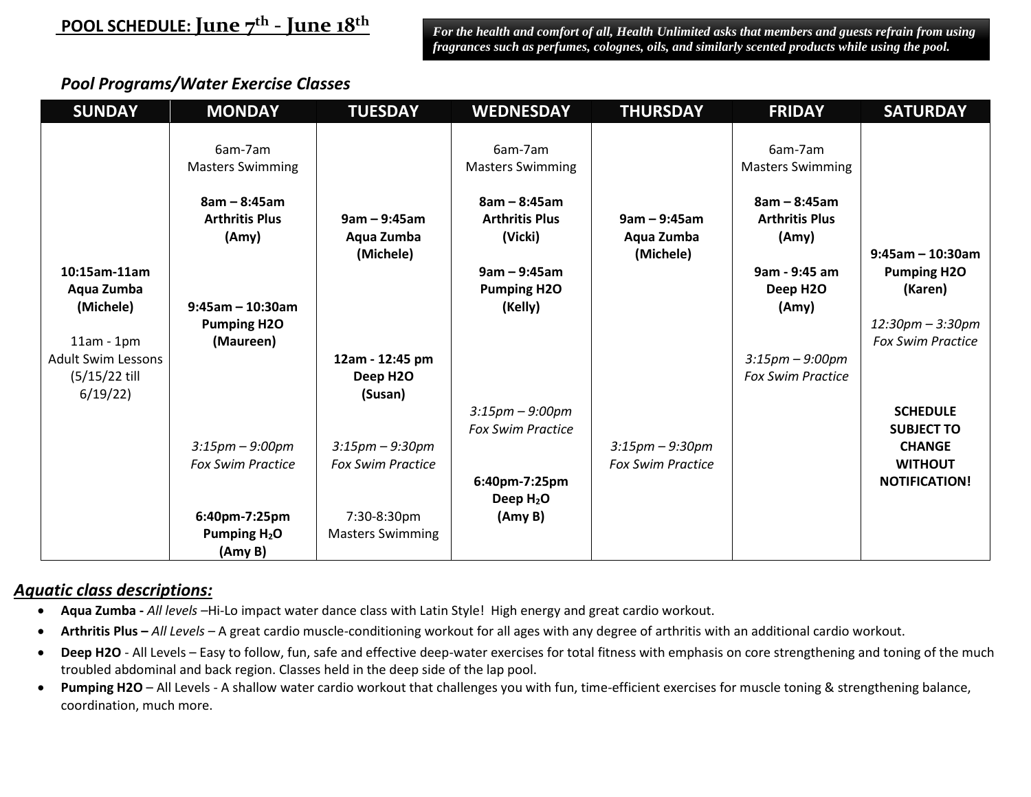## POOL SCHEDULE: June 7th - June 18th

***For the health and comfort of all, Health Unlimited asks that members and guests refrain from using fragrances such as perfumes, colognes, oils, and similarly scented products while using the pool.***

### *Pool Programs/Water Exercise Classes*

| SUNDAY | MONDAY | TUESDAY | WEDNESDAY | THURSDAY | FRIDAY | SATURDAY |
|---|---|---|---|---|---|---|
| **10:15am-11am Aqua Zumba (Michele)**<br><br>11am - 1pm Adult Swim Lessons (5/15/22 till 6/19/22) | 6am-7am Masters Swimming<br><br>**8am – 8:45am Arthritis Plus (Amy)**<br><br>**9:45am – 10:30am Pumping H2O (Maureen)**<br><br>*3:15pm – 9:00pm Fox Swim Practice*<br><br>**6:40pm-7:25pm Pumping $H_2O$ (Amy B)** | **9am – 9:45am Aqua Zumba (Michele)**<br><br>**12am - 12:45 pm Deep H2O (Susan)**<br><br>*3:15pm – 9:30pm Fox Swim Practice*<br><br>7:30-8:30pm Masters Swimming | 6am-7am Masters Swimming<br><br>**8am – 8:45am Arthritis Plus (Vicki)**<br><br>**9am – 9:45am Pumping H2O (Kelly)**<br><br>*3:15pm – 9:00pm Fox Swim Practice*<br><br>**6:40pm-7:25pm Deep $H_2O$ (Amy B)** | **9am – 9:45am Aqua Zumba (Michele)**<br><br>*3:15pm – 9:30pm Fox Swim Practice* | 6am-7am Masters Swimming<br><br>**8am – 8:45am Arthritis Plus (Amy)**<br><br>**9am - 9:45 am Deep H2O (Amy)**<br><br>*3:15pm – 9:00pm Fox Swim Practice* | **9:45am – 10:30am Pumping H2O (Karen)**<br><br>*12:30pm – 3:30pm Fox Swim Practice*<br><br>**SCHEDULE SUBJECT TO CHANGE WITHOUT NOTIFICATION!** |

## ***Aquatic class descriptions:***

- **Aqua Zumba -** *All levels* –Hi-Lo impact water dance class with Latin Style! High energy and great cardio workout.
- **Arthritis Plus –** *All Levels* – A great cardio muscle-conditioning workout for all ages with any degree of arthritis with an additional cardio workout.
- **Deep H2O** - All Levels – Easy to follow, fun, safe and effective deep-water exercises for total fitness with emphasis on core strengthening and toning of the much troubled abdominal and back region. Classes held in the deep side of the lap pool.
- **Pumping H2O** – All Levels - A shallow water cardio workout that challenges you with fun, time-efficient exercises for muscle toning & strengthening balance, coordination, much more.